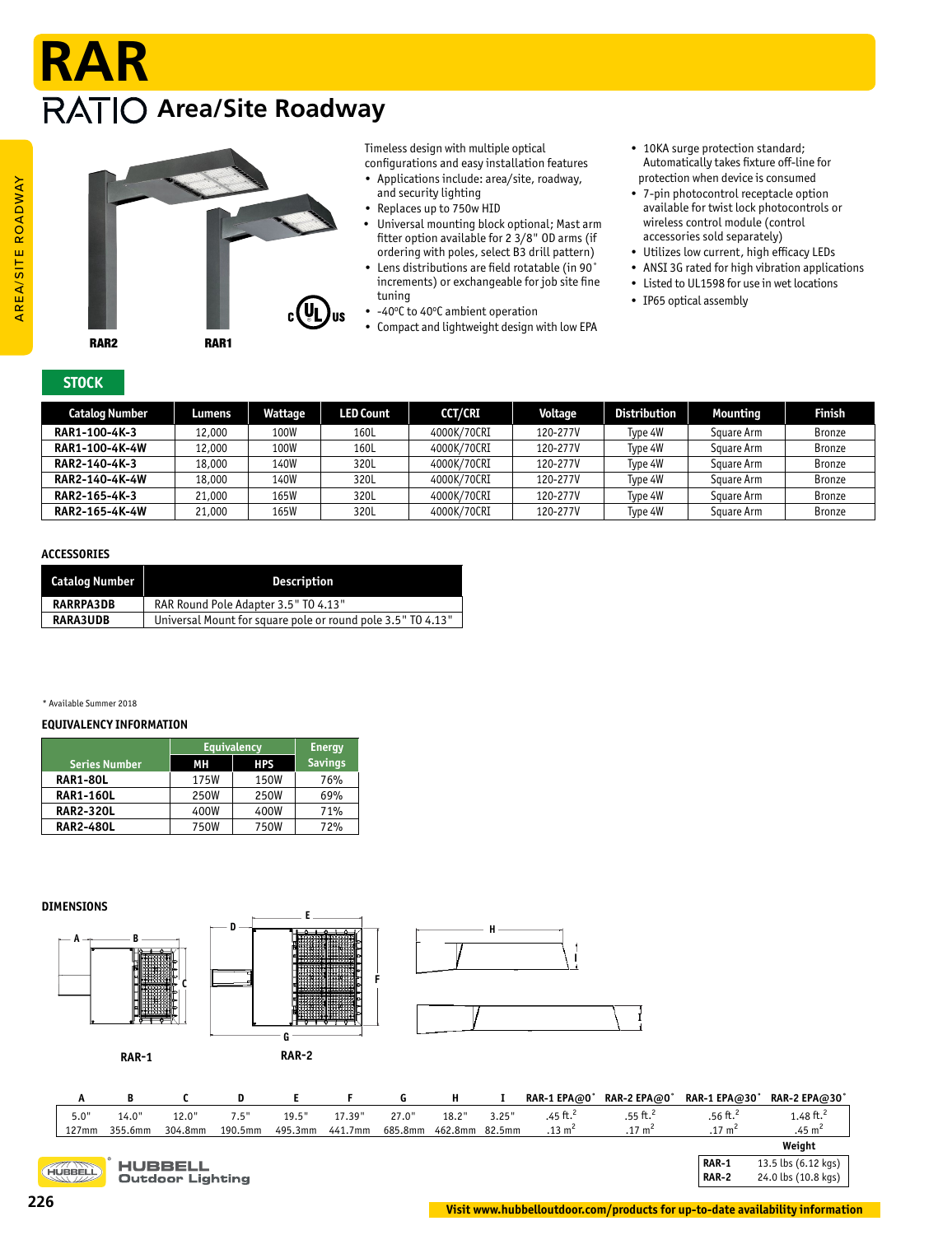# RAR

## RATIO Area/Site Roadway

RAR2 RAR1

Timeless design with multiple optical configurations and easy installation features

- Applications include: area/site, roadway, and security lighting
- Replaces up to 750w HID
- Universal mounting block optional; Mast arm fitter option available for 2 3/8" OD arms (if ordering with poles, select B3 drill pattern)
- Lens distributions are field rotatable (in 90˚ increments) or exchangeable for job site fine tuning
- -40ºC to 40ºC ambient operation
- Compact and lightweight design with low EPA
- 10KA surge protection standard; Automatically takes fixture off-line for protection when device is consumed
- 7-pin photocontrol receptacle option available for twist lock photocontrols or wireless control module (control accessories sold separately)
- Utilizes low current, high efficacy LEDs
- ANSI 3G rated for high vibration applications
- Listed to UL1598 for use in wet locations
- IP65 optical assembly

### STOCK

| Catalog Number | Lumens | Wattage | LED Count | CCT/CRI | Voltage | Distribution | Mounting | Finish |
|---|---|---|---|---|---|---|---|---|
| RAR1-100-4K-3 | 12,000 | 100W | 160L | 4000K/70CRI | 120-277V | Type 4W | Square Arm | Bronze |
| RAR1-100-4K-4W | 12,000 | 100W | 160L | 4000K/70CRI | 120-277V | Type 4W | Square Arm | Bronze |
| RAR2-140-4K-3 | 18,000 | 140W | 320L | 4000K/70CRI | 120-277V | Type 4W | Square Arm | Bronze |
| RAR2-140-4K-4W | 18,000 | 140W | 320L | 4000K/70CRI | 120-277V | Type 4W | Square Arm | Bronze |
| RAR2-165-4K-3 | 21,000 | 165W | 320L | 4000K/70CRI | 120-277V | Type 4W | Square Arm | Bronze |
| RAR2-165-4K-4W | 21,000 | 165W | 320L | 4000K/70CRI | 120-277V | Type 4W | Square Arm | Bronze |

### ACCESSORIES

| Catalog Number | Description |
|---|---|
| RARRPA3DB | RAR Round Pole Adapter 3.5" TO 4.13" |
| RARA3UDB | Universal Mount for square pole or round pole 3.5" TO 4.13" |

* Available Summer 2018

### EQUIVALENCY INFORMATION

| Series Number | Equivalency | | Energy Savings |
|---|---|---|---|
| | MH | HPS | |
| RAR1-80L | 175W | 150W | 76% |
| RAR1-160L | 250W | 250W | 69% |
| RAR2-320L | 400W | 400W | 71% |
| RAR2-480L | 750W | 750W | 72% |

### DIMENSIONS

RAR-1 RAR-2

| A | B | C | D | E | F | G | H | I | RAR-1 EPA@0˚ | RAR-2 EPA@0˚ | RAR-1 EPA@30˚ | RAR-2 EPA@30˚ |
|---|---|---|---|---|---|---|---|---|---|---|---|---|
| 5.0" 127mm | 14.0" 355.6mm | 12.0" 304.8mm | 7.5" 190.5mm | 19.5" 495.3mm | 17.39" 441.7mm | 27.0" 685.8mm | 18.2" 462.8mm | 3.25" 82.5mm | .45 ft.$^2$ .13 m$^2$ | .55 ft.$^2$ .17 m$^2$ | .56 ft.$^2$ .17 m$^2$ | 1.48 ft.$^2$ .45 m$^2$ |

| | Weight |
|---|---|
| RAR-1 | 13.5 lbs (6.12 kgs) |
| RAR-2 | 24.0 lbs (10.8 kgs) |

Visit www.hubbelloutdoor.com/products for up-to-date availability information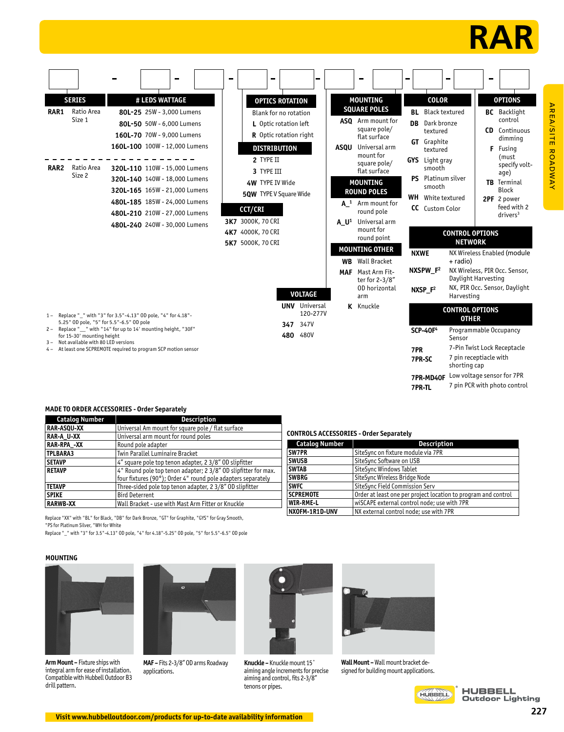# RAR

AREA/SITE ROADWAY

## Ordering Information

| SERIES | # LEDS WATTAGE | OPTICS ROTATION | DISTRIBUTION | CCT/CRI | VOLTAGE | MOUNTING | COLOR | OPTIONS | CONTROL OPTIONS |
|---|---|---|---|---|---|---|---|---|---|
| | | | | | | | | | |

### SERIES

- **RAR1** Ratio Area Size 1
- **RAR2** Ratio Area Size 2

### # LEDS WATTAGE

RAR1:
- **80L-25** 25W - 3,000 Lumens
- **80L-50** 50W - 6,000 Lumens
- **160L-70** 70W - 9,000 Lumens
- **160L-100** 100W - 12,000 Lumens

RAR2:
- **320L-110** 110W - 15,000 Lumens
- **320L-140** 140W - 18,000 Lumens
- **320L-165** 165W - 21,000 Lumens
- **480L-185** 185W - 24,000 Lumens
- **480L-210** 210W - 27,000 Lumens
- **480L-240** 240W - 30,000 Lumens

### OPTICS ROTATION

- Blank for no rotation
- **L** Optic rotation left
- **R** Optic rotation right

### DISTRIBUTION

- **2** TYPE II
- **3** TYPE III
- **4W** TYPE IV Wide
- **5QW** TYPE V Square Wide

### CCT/CRI

- **3K7** 3000K, 70 CRI
- **4K7** 4000K, 70 CRI
- **5K7** 5000K, 70 CRI

### VOLTAGE

- **UNV** Universal 120-277V
- **347** 347V
- **480** 480V

### MOUNTING SQUARE POLES

- **ASQ** Arm mount for square pole/ flat surface
- **ASQU** Universal arm mount for square pole/ flat surface

### MOUNTING ROUND POLES

- **A_[1]** Arm mount for round pole
- **A_U[1]** Universal arm mount for round point

### MOUNTING OTHER

- **WB** Wall Bracket
- **MAF** Mast Arm Fitter for 2-3/8" OD horizontal arm
- **K** Knuckle

### COLOR

- **BL** Black textured
- **DB** Dark bronze textured
- **GT** Graphite textured
- **GYS** Light gray smooth
- **PS** Platinum silver smooth
- **WH** White textured
- **CC** Custom Color

### OPTIONS

- **BC** Backlight control
- **CD** Continuous dimming
- **F** Fusing (must specify voltage)
- **TB** Terminal Block
- **2PF** 2 power feed with 2 drivers[3]

### CONTROL OPTIONS NETWORK

- **NXWE** NX Wireless Enabled (module + radio)
- **NXSPW_F[2]** NX Wireless, PIR Occ. Sensor, Daylight Harvesting
- **NXSP_F[2]** NX, PIR Occ. Sensor, Daylight Harvesting

### CONTROL OPTIONS OTHER

- **SCP-40F[4]** Programmable Occupancy Sensor
- **7PR** 7-Pin Twist Lock Receptacle
- **7PR-SC** 7 pin recepticle with shorting cap
- **7PR-MD40F** Low voltage sensor for 7PR
- **7PR-TL** 7 pin PCR with photo control

1 – Replace "_" with "3" for 3.5"-4.13" OD pole, "4" for 4.18"-5.25" OD pole, "5" for 5.5"-6.5" OD pole
2 – Replace "__" with "14" for up to 14' mounting height, "30F" for 15-30' mounting height
3 – Not available with 80 LED versions
4 – At least one SCPREMOTE required to program SCP motion sensor

## MADE TO ORDER ACCESSORIES - Order Separately

| Catalog Number | Description |
|---|---|
| RAR-ASQU-XX | Universal Am mount for square pole / flat surface |
| RAR-A_U-XX | Universal arm mount for round poles |
| RAR-RPA_-XX | Round pole adapter |
| TPLBARA3 | Twin Parallel Luminaire Bracket |
| SETAVP | 4" square pole top tenon adapter, 2 3/8" OD slipfitter |
| RETAVP | 4" Round pole top tenon adapter; 2 3/8" OD slipfitter for max. four fixtures (90°); Order 4" round pole adapters separately |
| TETAVP | Three-sided pole top tenon adapter, 2 3/8" OD slipfitter |
| SPIKE | Bird Deterrent |
| RARWB-XX | Wall Bracket - use with Mast Arm Fitter or Knuckle |

Replace "XX" with "BL" for Black, "DB" for Dark Bronze, "GT" for Graphite, "GYS" for Gray Smooth, "PS for Platinum Silver, "WH for White
Replace "_" with "3" for 3.5"-4.13" OD pole, "4" for 4.18"-5.25" OD pole, "5" for 5.5"-6.5" OD pole

## CONTROLS ACCESSORIES - Order Separately

| Catalog Number | Description |
|---|---|
| SW7PR | SiteSync on fixture module via 7PR |
| SWUSB | SiteSync Software on USB |
| SWTAB | SiteSync Windows Tablet |
| SWBRG | SiteSync Wireless Bridge Node |
| SWFC | SiteSync Field Commission Serv |
| SCPREMOTE | Order at least one per project location to program and control |
| WIR-RME-L | wiSCAPE external control node; use with 7PR |
| NXOFM-1R1D-UNV | NX external control node; use with 7PR |

## MOUNTING

**Arm Mount –** Fixture ships with integral arm for ease of installation. Compatible with Hubbell Outdoor B3 drill pattern.

**MAF –** Fits 2-3/8" OD arms Roadway applications.

**Knuckle –** Knuckle mount 15˚ aiming angle increments for precise aiming and control, fits 2-3/8" tenons or pipes.

**Wall Mount –** Wall mount bracket designed for building mount applications.

HUBBELL Outdoor Lighting

Visit www.hubbelloutdoor.com/products for up-to-date availability information